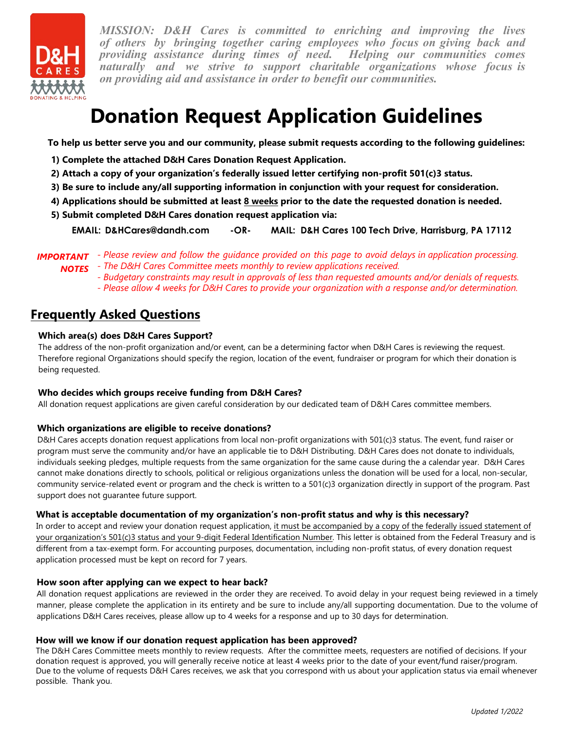*MISSION: D&H Cares is committed to enriching and improving the lives of others by bringing together caring employees who focus on giving back and providing assistance during times of need. Helping our communities comes naturally and we strive to support charitable organizations whose focus is on providing aid and assistance in order to benefit our communities.*

# Donation Request Application Guidelines

**To help us better serve you and our community, please submit requests according to the following guidelines:**

1. **Complete the attached D&H Cares Donation Request Application.**
2. **Attach a copy of your organization's federally issued letter certifying non-profit 501(c)3 status.**
3. **Be sure to include any/all supporting information in conjunction with your request for consideration.**
4. **Applications should be submitted at least 8 weeks prior to the date the requested donation is needed.**
5. **Submit completed D&H Cares donation request application via:**

**EMAIL: D&HCares@dandh.com -OR- MAIL: D&H Cares 100 Tech Drive, Harrisburg, PA 17112**

***IMPORTANT NOTES***

- *Please review and follow the guidance provided on this page to avoid delays in application processing.*
- *The D&H Cares Committee meets monthly to review applications received.*
- *Budgetary constraints may result in approvals of less than requested amounts and/or denials of requests.*
- *Please allow 4 weeks for D&H Cares to provide your organization with a response and/or determination.*

## Frequently Asked Questions

### Which area(s) does D&H Cares Support?

The address of the non-profit organization and/or event, can be a determining factor when D&H Cares is reviewing the request. Therefore regional Organizations should specify the region, location of the event, fundraiser or program for which their donation is being requested.

### Who decides which groups receive funding from D&H Cares?

All donation request applications are given careful consideration by our dedicated team of D&H Cares committee members.

### Which organizations are eligible to receive donations?

D&H Cares accepts donation request applications from local non-profit organizations with 501(c)3 status. The event, fund raiser or program must serve the community and/or have an applicable tie to D&H Distributing. D&H Cares does not donate to individuals, individuals seeking pledges, multiple requests from the same organization for the same cause during the a calendar year. D&H Cares cannot make donations directly to schools, political or religious organizations unless the donation will be used for a local, non-secular, community service-related event or program and the check is written to a 501(c)3 organization directly in support of the program. Past support does not guarantee future support.

### What is acceptable documentation of my organization's non-profit status and why is this necessary?

In order to accept and review your donation request application, it must be accompanied by a copy of the federally issued statement of your organization's 501(c)3 status and your 9-digit Federal Identification Number. This letter is obtained from the Federal Treasury and is different from a tax-exempt form. For accounting purposes, documentation, including non-profit status, of every donation request application processed must be kept on record for 7 years.

### How soon after applying can we expect to hear back?

All donation request applications are reviewed in the order they are received. To avoid delay in your request being reviewed in a timely manner, please complete the application in its entirety and be sure to include any/all supporting documentation. Due to the volume of applications D&H Cares receives, please allow up to 4 weeks for a response and up to 30 days for determination.

### How will we know if our donation request application has been approved?

The D&H Cares Committee meets monthly to review requests. After the committee meets, requesters are notified of decisions. If your donation request is approved, you will generally receive notice at least 4 weeks prior to the date of your event/fund raiser/program. Due to the volume of requests D&H Cares receives, we ask that you correspond with us about your application status via email whenever possible. Thank you.

*Updated 1/2022*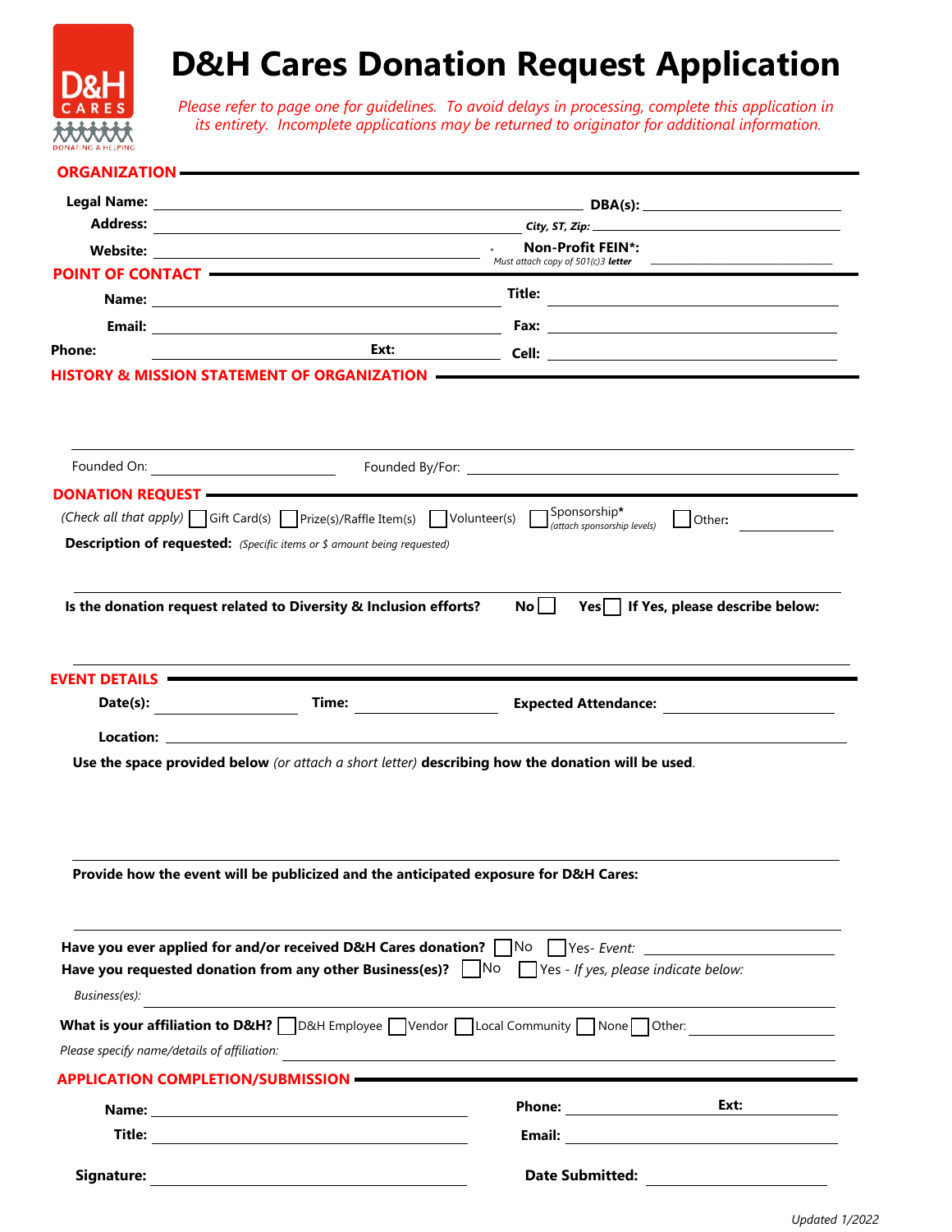# D&H Cares Donation Request Application

*Please refer to page one for guidelines. To avoid delays in processing, complete this application in its entirety. Incomplete applications may be returned to originator for additional information.*

## ORGANIZATION

**Legal Name:** ______________________ **DBA(s):** ______________________

**Address:** ______________________ ***City, ST, Zip:*** ______________________

**Website:** ______________________ * **Non-Profit FEIN*:** ______________________
*Must attach copy of 501(c)3 **letter***

## POINT OF CONTACT

**Name:** ______________________ **Title:** ______________________

**Email:** ______________________ **Fax:** ______________________

**Phone:** ______________________ **Ext:** __________ **Cell:** ______________________

## HISTORY & MISSION STATEMENT OF ORGANIZATION

______________________________________________

Founded On: ______________________ Founded By/For: ______________________

## DONATION REQUEST

*(Check all that apply)* ☐ Gift Card(s) ☐ Prize(s)/Raffle Item(s) ☐ Volunteer(s) ☐ Sponsorship* *(attach sponsorship levels)* ☐ Other: __________

**Description of requested:** *(Specific items or $ amount being requested)*

______________________________________________

**Is the donation request related to Diversity & Inclusion efforts?** **No** ☐ **Yes** ☐ **If Yes, please describe below:**

______________________________________________

## EVENT DETAILS

**Date(s):** ______________ **Time:** ______________ **Expected Attendance:** ______________

**Location:** ______________________________________________

**Use the space provided below** *(or attach a short letter)* **describing how the donation will be used**.

______________________________________________

**Provide how the event will be publicized and the anticipated exposure for D&H Cares:**

______________________________________________

**Have you ever applied for and/or received D&H Cares donation?** ☐ No ☐ Yes- *Event:* ______________________

**Have you requested donation from any other Business(es)?** ☐ No ☐ Yes - *If yes, please indicate below:*

*Business(es):* ______________________________________________

**What is your affiliation to D&H?** ☐ D&H Employee ☐ Vendor ☐ Local Community ☐ None ☐ Other: ______________

*Please specify name/details of affiliation:* ______________________________________________

## APPLICATION COMPLETION/SUBMISSION

**Name:** ______________________ **Phone:** ______________ **Ext:** __________

**Title:** ______________________ **Email:** ______________________

**Signature:** ______________________ **Date Submitted:** ______________________

*Updated 1/2022*